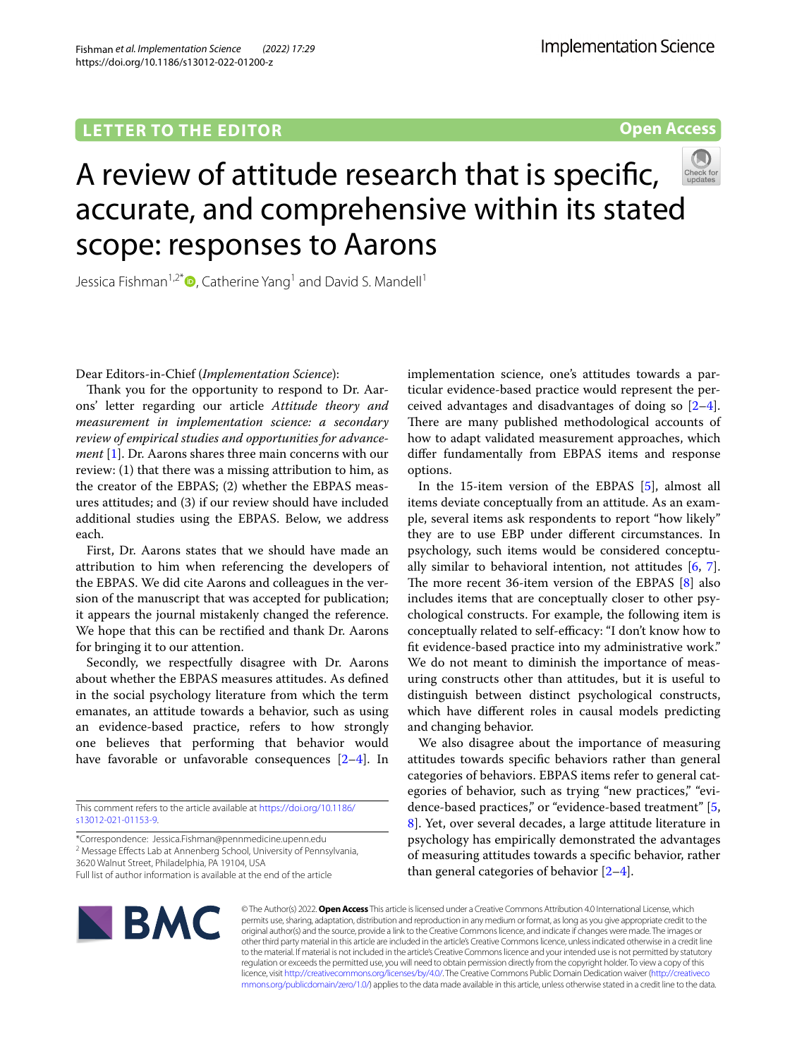LETTER TO THE EDITOR

Open Access

# A review of attitude research that is specific, accurate, and comprehensive within its stated scope: responses to Aarons

Jessica Fishman[1,2*], Catherine Yang[1] and David S. Mandell[1]

Dear Editors-in-Chief (*Implementation Science*):

Thank you for the opportunity to respond to Dr. Aarons' letter regarding our article *Attitude theory and measurement in implementation science: a secondary review of empirical studies and opportunities for advancement* [1]. Dr. Aarons shares three main concerns with our review: (1) that there was a missing attribution to him, as the creator of the EBPAS; (2) whether the EBPAS measures attitudes; and (3) if our review should have included additional studies using the EBPAS. Below, we address each.

First, Dr. Aarons states that we should have made an attribution to him when referencing the developers of the EBPAS. We did cite Aarons and colleagues in the version of the manuscript that was accepted for publication; it appears the journal mistakenly changed the reference. We hope that this can be rectified and thank Dr. Aarons for bringing it to our attention.

Secondly, we respectfully disagree with Dr. Aarons about whether the EBPAS measures attitudes. As defined in the social psychology literature from which the term emanates, an attitude towards a behavior, such as using an evidence-based practice, refers to how strongly one believes that performing that behavior would have favorable or unfavorable consequences [2–4]. In implementation science, one's attitudes towards a particular evidence-based practice would represent the perceived advantages and disadvantages of doing so [2–4]. There are many published methodological accounts of how to adapt validated measurement approaches, which differ fundamentally from EBPAS items and response options.

In the 15-item version of the EBPAS [5], almost all items deviate conceptually from an attitude. As an example, several items ask respondents to report "how likely" they are to use EBP under different circumstances. In psychology, such items would be considered conceptually similar to behavioral intention, not attitudes [6, 7]. The more recent 36-item version of the EBPAS [8] also includes items that are conceptually closer to other psychological constructs. For example, the following item is conceptually related to self-efficacy: "I don't know how to fit evidence-based practice into my administrative work." We do not meant to diminish the importance of measuring constructs other than attitudes, but it is useful to distinguish between distinct psychological constructs, which have different roles in causal models predicting and changing behavior.

We also disagree about the importance of measuring attitudes towards specific behaviors rather than general categories of behaviors. EBPAS items refer to general categories of behavior, such as trying "new practices," "evidence-based practices," or "evidence-based treatment" [5, 8]. Yet, over several decades, a large attitude literature in psychology has empirically demonstrated the advantages of measuring attitudes towards a specific behavior, rather than general categories of behavior [2–4].

This comment refers to the article available at https://doi.org/10.1186/s13012-021-01153-9.

*Correspondence: Jessica.Fishman@pennmedicine.upenn.edu
[2] Message Effects Lab at Annenberg School, University of Pennsylvania, 3620 Walnut Street, Philadelphia, PA 19104, USA
Full list of author information is available at the end of the article

© The Author(s) 2022. **Open Access** This article is licensed under a Creative Commons Attribution 4.0 International License, which permits use, sharing, adaptation, distribution and reproduction in any medium or format, as long as you give appropriate credit to the original author(s) and the source, provide a link to the Creative Commons licence, and indicate if changes were made. The images or other third party material in this article are included in the article's Creative Commons licence, unless indicated otherwise in a credit line to the material. If material is not included in the article's Creative Commons licence and your intended use is not permitted by statutory regulation or exceeds the permitted use, you will need to obtain permission directly from the copyright holder. To view a copy of this licence, visit http://creativecommons.org/licenses/by/4.0/. The Creative Commons Public Domain Dedication waiver (http://creativecommons.org/publicdomain/zero/1.0/) applies to the data made available in this article, unless otherwise stated in a credit line to the data.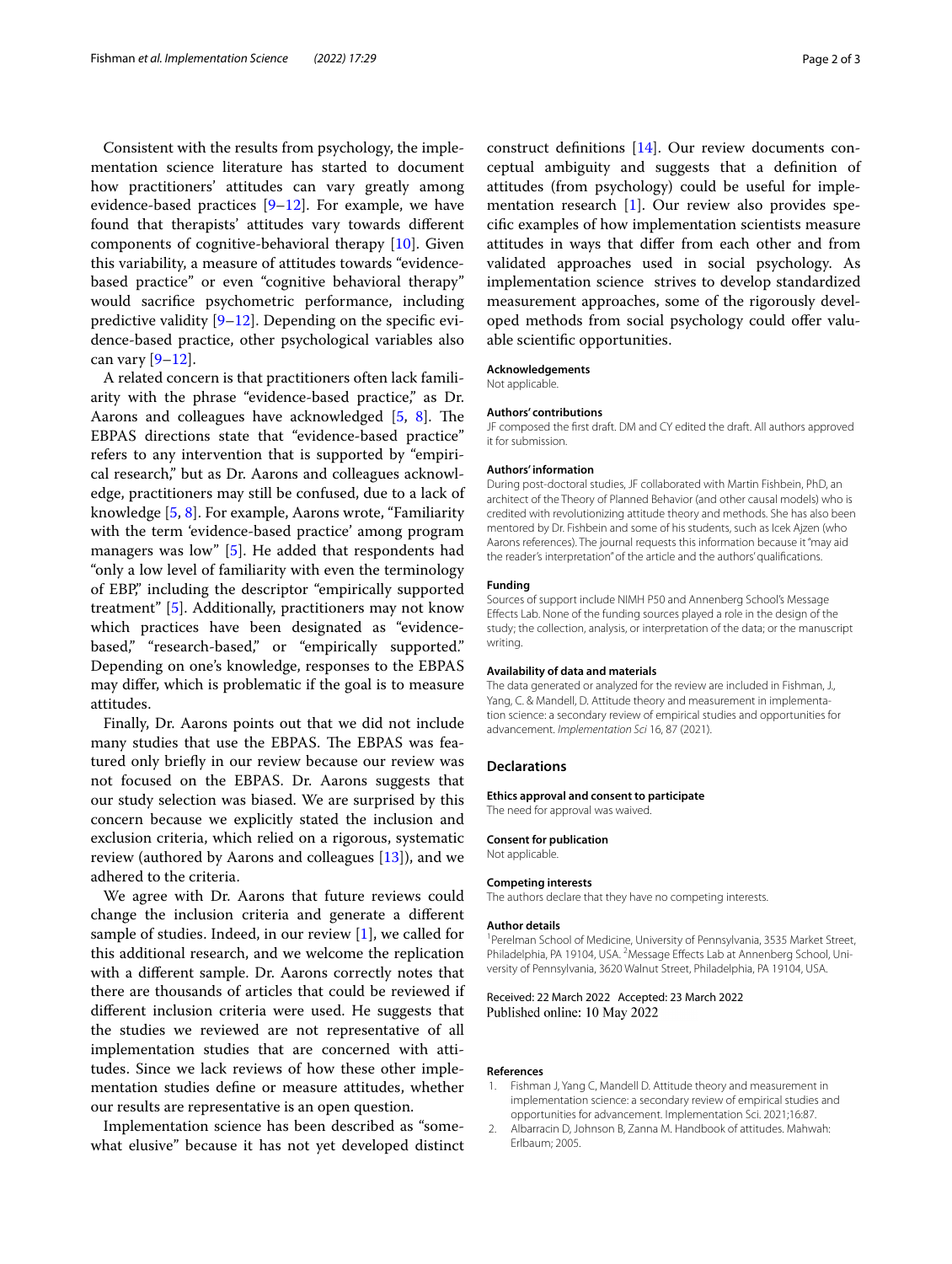Consistent with the results from psychology, the implementation science literature has started to document how practitioners' attitudes can vary greatly among evidence-based practices [9–12]. For example, we have found that therapists' attitudes vary towards different components of cognitive-behavioral therapy [10]. Given this variability, a measure of attitudes towards "evidence-based practice" or even "cognitive behavioral therapy" would sacrifice psychometric performance, including predictive validity [9–12]. Depending on the specific evidence-based practice, other psychological variables also can vary [9–12].

A related concern is that practitioners often lack familiarity with the phrase "evidence-based practice," as Dr. Aarons and colleagues have acknowledged [5, 8]. The EBPAS directions state that "evidence-based practice" refers to any intervention that is supported by "empirical research," but as Dr. Aarons and colleagues acknowledge, practitioners may still be confused, due to a lack of knowledge [5, 8]. For example, Aarons wrote, "Familiarity with the term 'evidence-based practice' among program managers was low" [5]. He added that respondents had "only a low level of familiarity with even the terminology of EBP," including the descriptor "empirically supported treatment" [5]. Additionally, practitioners may not know which practices have been designated as "evidence-based," "research-based," or "empirically supported." Depending on one's knowledge, responses to the EBPAS may differ, which is problematic if the goal is to measure attitudes.

Finally, Dr. Aarons points out that we did not include many studies that use the EBPAS. The EBPAS was featured only briefly in our review because our review was not focused on the EBPAS. Dr. Aarons suggests that our study selection was biased. We are surprised by this concern because we explicitly stated the inclusion and exclusion criteria, which relied on a rigorous, systematic review (authored by Aarons and colleagues [13]), and we adhered to the criteria.

We agree with Dr. Aarons that future reviews could change the inclusion criteria and generate a different sample of studies. Indeed, in our review [1], we called for this additional research, and we welcome the replication with a different sample. Dr. Aarons correctly notes that there are thousands of articles that could be reviewed if different inclusion criteria were used. He suggests that the studies we reviewed are not representative of all implementation studies that are concerned with attitudes. Since we lack reviews of how these other implementation studies define or measure attitudes, whether our results are representative is an open question.

Implementation science has been described as "somewhat elusive" because it has not yet developed distinct construct definitions [14]. Our review documents conceptual ambiguity and suggests that a definition of attitudes (from psychology) could be useful for implementation research [1]. Our review also provides specific examples of how implementation scientists measure attitudes in ways that differ from each other and from validated approaches used in social psychology. As implementation science strives to develop standardized measurement approaches, some of the rigorously developed methods from social psychology could offer valuable scientific opportunities.

#### Acknowledgements
Not applicable.

#### Authors' contributions
JF composed the first draft. DM and CY edited the draft. All authors approved it for submission.

#### Authors' information
During post-doctoral studies, JF collaborated with Martin Fishbein, PhD, an architect of the Theory of Planned Behavior (and other causal models) who is credited with revolutionizing attitude theory and methods. She has also been mentored by Dr. Fishbein and some of his students, such as Icek Ajzen (who Aarons references). The journal requests this information because it "may aid the reader's interpretation" of the article and the authors' qualifications.

#### Funding
Sources of support include NIMH P50 and Annenberg School's Message Effects Lab. None of the funding sources played a role in the design of the study; the collection, analysis, or interpretation of the data; or the manuscript writing.

#### Availability of data and materials
The data generated or analyzed for the review are included in Fishman, J., Yang, C. & Mandell, D. Attitude theory and measurement in implementation science: a secondary review of empirical studies and opportunities for advancement. *Implementation Sci* 16, 87 (2021).

### Declarations

#### Ethics approval and consent to participate
The need for approval was waived.

#### Consent for publication
Not applicable.

#### Competing interests
The authors declare that they have no competing interests.

#### Author details
[1]Perelman School of Medicine, University of Pennsylvania, 3535 Market Street, Philadelphia, PA 19104, USA. [2]Message Effects Lab at Annenberg School, University of Pennsylvania, 3620 Walnut Street, Philadelphia, PA 19104, USA.

Received: 22 March 2022 Accepted: 23 March 2022
Published online: 10 May 2022

#### References
1. Fishman J, Yang C, Mandell D. Attitude theory and measurement in implementation science: a secondary review of empirical studies and opportunities for advancement. Implementation Sci. 2021;16:87.
2. Albarracin D, Johnson B, Zanna M. Handbook of attitudes. Mahwah: Erlbaum; 2005.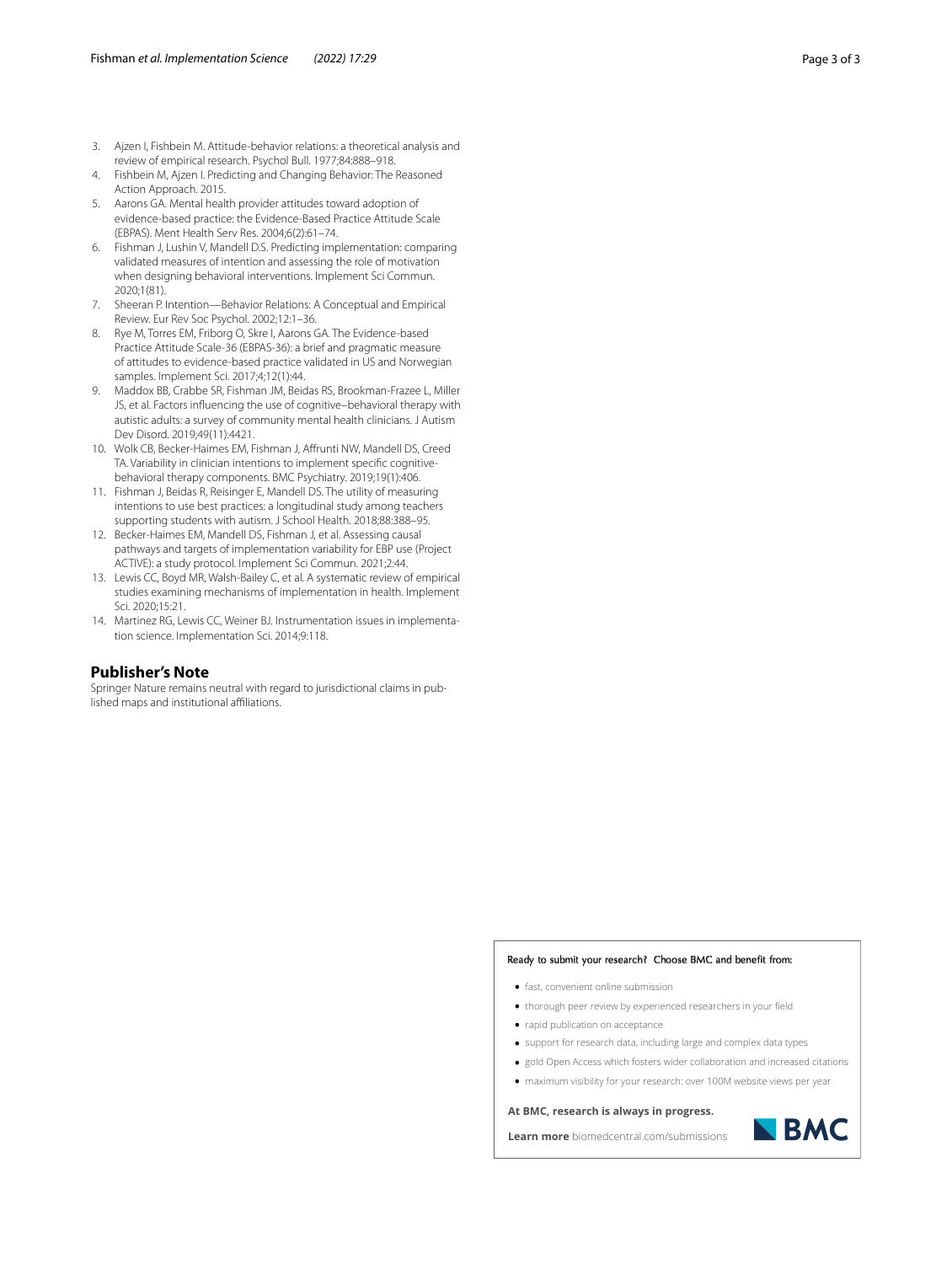3. Ajzen I, Fishbein M. Attitude-behavior relations: a theoretical analysis and review of empirical research. Psychol Bull. 1977;84:888–918.
4. Fishbein M, Ajzen I. Predicting and Changing Behavior: The Reasoned Action Approach. 2015.
5. Aarons GA. Mental health provider attitudes toward adoption of evidence-based practice: the Evidence-Based Practice Attitude Scale (EBPAS). Ment Health Serv Res. 2004;6(2):61–74.
6. Fishman J, Lushin V, Mandell D.S. Predicting implementation: comparing validated measures of intention and assessing the role of motivation when designing behavioral interventions. Implement Sci Commun. 2020;1(81).
7. Sheeran P. Intention—Behavior Relations: A Conceptual and Empirical Review. Eur Rev Soc Psychol. 2002;12:1–36.
8. Rye M, Torres EM, Friborg O, Skre I, Aarons GA. The Evidence-based Practice Attitude Scale-36 (EBPAS-36): a brief and pragmatic measure of attitudes to evidence-based practice validated in US and Norwegian samples. Implement Sci. 2017;4;12(1):44.
9. Maddox BB, Crabbe SR, Fishman JM, Beidas RS, Brookman-Frazee L, Miller JS, et al. Factors influencing the use of cognitive–behavioral therapy with autistic adults: a survey of community mental health clinicians. J Autism Dev Disord. 2019;49(11):4421.
10. Wolk CB, Becker-Haimes EM, Fishman J, Affrunti NW, Mandell DS, Creed TA. Variability in clinician intentions to implement specific cognitive-behavioral therapy components. BMC Psychiatry. 2019;19(1):406.
11. Fishman J, Beidas R, Reisinger E, Mandell DS. The utility of measuring intentions to use best practices: a longitudinal study among teachers supporting students with autism. J School Health. 2018;88:388–95.
12. Becker-Haimes EM, Mandell DS, Fishman J, et al. Assessing causal pathways and targets of implementation variability for EBP use (Project ACTIVE): a study protocol. Implement Sci Commun. 2021;2:44.
13. Lewis CC, Boyd MR, Walsh-Bailey C, et al. A systematic review of empirical studies examining mechanisms of implementation in health. Implement Sci. 2020;15:21.
14. Martinez RG, Lewis CC, Weiner BJ. Instrumentation issues in implementation science. Implementation Sci. 2014;9:118.

## Publisher's Note

Springer Nature remains neutral with regard to jurisdictional claims in published maps and institutional affiliations.

Ready to submit your research? Choose BMC and benefit from:

- fast, convenient online submission
- thorough peer review by experienced researchers in your field
- rapid publication on acceptance
- support for research data, including large and complex data types
- gold Open Access which fosters wider collaboration and increased citations
- maximum visibility for your research: over 100M website views per year

**At BMC, research is always in progress.**

**Learn more** biomedcentral.com/submissions

BMC